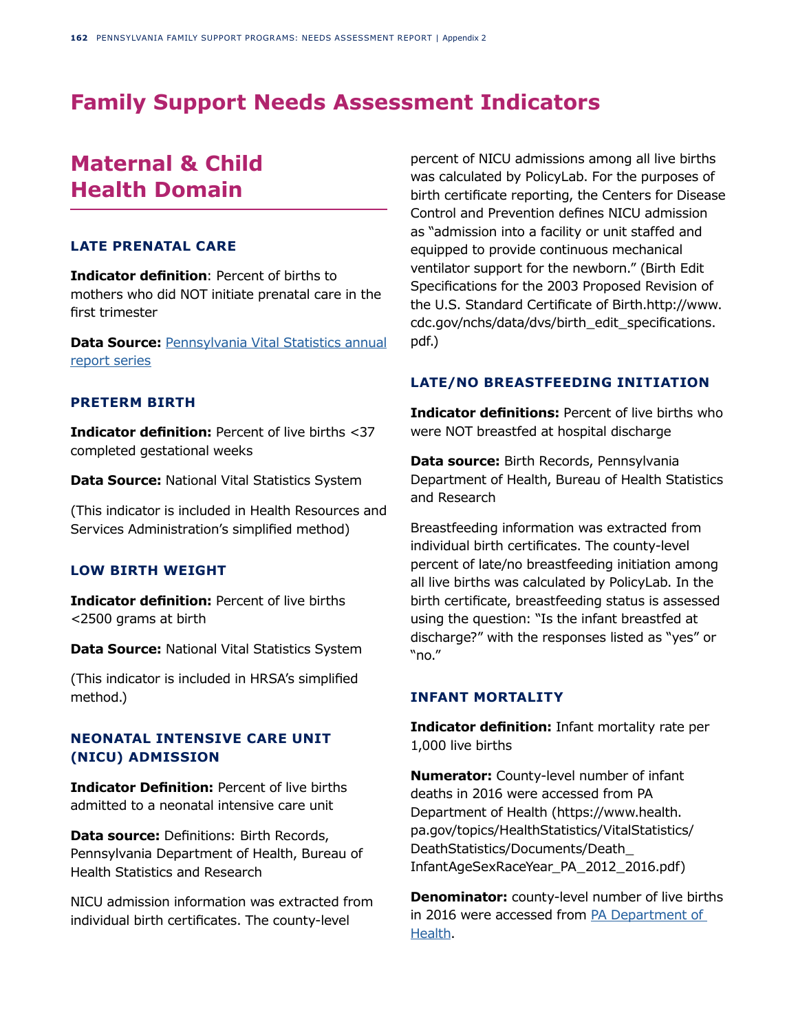# Family Support Needs Assessment Indicators

## Maternal & Child Health Domain

### LATE PRENATAL CARE

**Indicator definition**: Percent of births to mothers who did NOT initiate prenatal care in the first trimester

**Data Source:** Pennsylvania Vital Statistics annual report series

### PRETERM BIRTH

**Indicator definition:** Percent of live births <37 completed gestational weeks

**Data Source:** National Vital Statistics System

(This indicator is included in Health Resources and Services Administration's simplified method)

### LOW BIRTH WEIGHT

**Indicator definition:** Percent of live births <2500 grams at birth

**Data Source:** National Vital Statistics System

(This indicator is included in HRSA's simplified method.)

### NEONATAL INTENSIVE CARE UNIT (NICU) ADMISSION

**Indicator Definition:** Percent of live births admitted to a neonatal intensive care unit

**Data source:** Definitions: Birth Records, Pennsylvania Department of Health, Bureau of Health Statistics and Research

NICU admission information was extracted from individual birth certificates. The county-level percent of NICU admissions among all live births was calculated by PolicyLab. For the purposes of birth certificate reporting, the Centers for Disease Control and Prevention defines NICU admission as "admission into a facility or unit staffed and equipped to provide continuous mechanical ventilator support for the newborn." (Birth Edit Specifications for the 2003 Proposed Revision of the U.S. Standard Certificate of Birth.http://www.cdc.gov/nchs/data/dvs/birth_edit_specifications.pdf.)

### LATE/NO BREASTFEEDING INITIATION

**Indicator definitions:** Percent of live births who were NOT breastfed at hospital discharge

**Data source:** Birth Records, Pennsylvania Department of Health, Bureau of Health Statistics and Research

Breastfeeding information was extracted from individual birth certificates. The county-level percent of late/no breastfeeding initiation among all live births was calculated by PolicyLab. In the birth certificate, breastfeeding status is assessed using the question: "Is the infant breastfed at discharge?" with the responses listed as "yes" or "no."

### INFANT MORTALITY

**Indicator definition:** Infant mortality rate per 1,000 live births

**Numerator:** County-level number of infant deaths in 2016 were accessed from PA Department of Health (https://www.health.pa.gov/topics/HealthStatistics/VitalStatistics/DeathStatistics/Documents/Death_InfantAgeSexRaceYear_PA_2012_2016.pdf)

**Denominator:** county-level number of live births in 2016 were accessed from PA Department of Health.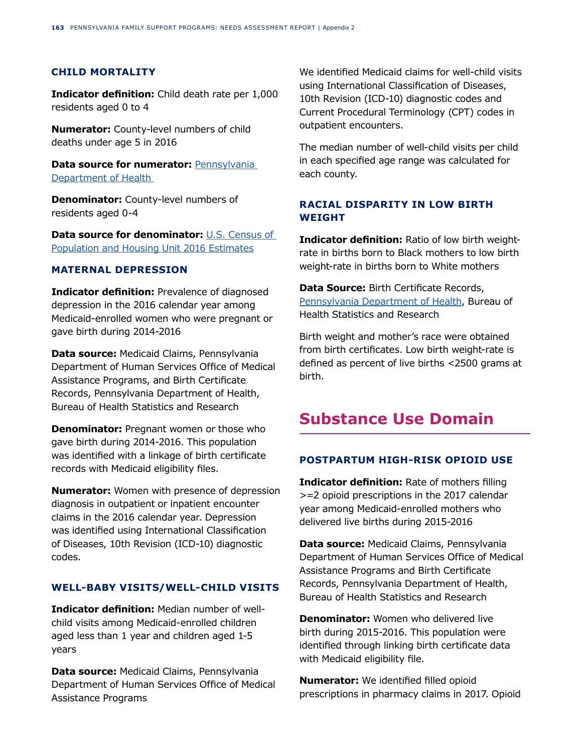### CHILD MORTALITY

**Indicator definition:** Child death rate per 1,000 residents aged 0 to 4

**Numerator:** County-level numbers of child deaths under age 5 in 2016

**Data source for numerator:** Pennsylvania Department of Health

**Denominator:** County-level numbers of residents aged 0-4

**Data source for denominator:** U.S. Census of Population and Housing Unit 2016 Estimates

### MATERNAL DEPRESSION

**Indicator definition:** Prevalence of diagnosed depression in the 2016 calendar year among Medicaid-enrolled women who were pregnant or gave birth during 2014-2016

**Data source:** Medicaid Claims, Pennsylvania Department of Human Services Office of Medical Assistance Programs, and Birth Certificate Records, Pennsylvania Department of Health, Bureau of Health Statistics and Research

**Denominator:** Pregnant women or those who gave birth during 2014-2016. This population was identified with a linkage of birth certificate records with Medicaid eligibility files.

**Numerator:** Women with presence of depression diagnosis in outpatient or inpatient encounter claims in the 2016 calendar year. Depression was identified using International Classification of Diseases, 10th Revision (ICD-10) diagnostic codes.

### WELL-BABY VISITS/WELL-CHILD VISITS

**Indicator definition:** Median number of well-child visits among Medicaid-enrolled children aged less than 1 year and children aged 1-5 years

**Data source:** Medicaid Claims, Pennsylvania Department of Human Services Office of Medical Assistance Programs

We identified Medicaid claims for well-child visits using International Classification of Diseases, 10th Revision (ICD-10) diagnostic codes and Current Procedural Terminology (CPT) codes in outpatient encounters.

The median number of well-child visits per child in each specified age range was calculated for each county.

### RACIAL DISPARITY IN LOW BIRTH WEIGHT

**Indicator definition:** Ratio of low birth weight-rate in births born to Black mothers to low birth weight-rate in births born to White mothers

**Data Source:** Birth Certificate Records, Pennsylvania Department of Health, Bureau of Health Statistics and Research

Birth weight and mother's race were obtained from birth certificates. Low birth weight-rate is defined as percent of live births <2500 grams at birth.

## Substance Use Domain

### POSTPARTUM HIGH-RISK OPIOID USE

**Indicator definition:** Rate of mothers filling >=2 opioid prescriptions in the 2017 calendar year among Medicaid-enrolled mothers who delivered live births during 2015-2016

**Data source:** Medicaid Claims, Pennsylvania Department of Human Services Office of Medical Assistance Programs and Birth Certificate Records, Pennsylvania Department of Health, Bureau of Health Statistics and Research

**Denominator:** Women who delivered live birth during 2015-2016. This population were identified through linking birth certificate data with Medicaid eligibility file.

**Numerator:** We identified filled opioid prescriptions in pharmacy claims in 2017. Opioid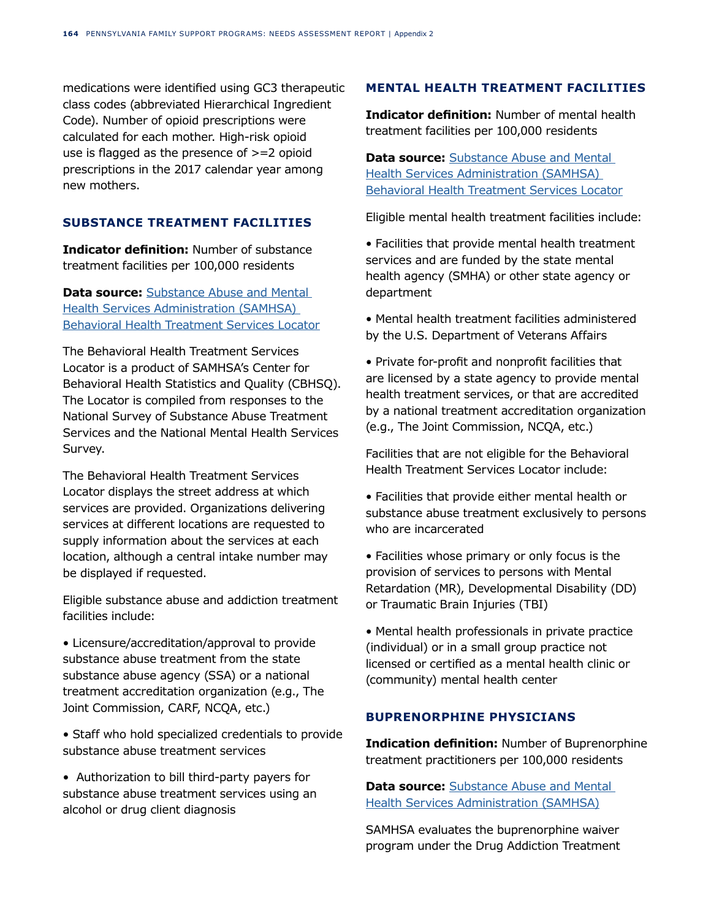medications were identified using GC3 therapeutic class codes (abbreviated Hierarchical Ingredient Code). Number of opioid prescriptions were calculated for each mother. High-risk opioid use is flagged as the presence of >=2 opioid prescriptions in the 2017 calendar year among new mothers.

### SUBSTANCE TREATMENT FACILITIES

**Indicator definition:** Number of substance treatment facilities per 100,000 residents

**Data source:** Substance Abuse and Mental Health Services Administration (SAMHSA) Behavioral Health Treatment Services Locator

The Behavioral Health Treatment Services Locator is a product of SAMHSA's Center for Behavioral Health Statistics and Quality (CBHSQ). The Locator is compiled from responses to the National Survey of Substance Abuse Treatment Services and the National Mental Health Services Survey.

The Behavioral Health Treatment Services Locator displays the street address at which services are provided. Organizations delivering services at different locations are requested to supply information about the services at each location, although a central intake number may be displayed if requested.

Eligible substance abuse and addiction treatment facilities include:

- Licensure/accreditation/approval to provide substance abuse treatment from the state substance abuse agency (SSA) or a national treatment accreditation organization (e.g., The Joint Commission, CARF, NCQA, etc.)
- Staff who hold specialized credentials to provide substance abuse treatment services
- Authorization to bill third-party payers for substance abuse treatment services using an alcohol or drug client diagnosis

### MENTAL HEALTH TREATMENT FACILITIES

**Indicator definition:** Number of mental health treatment facilities per 100,000 residents

**Data source:** Substance Abuse and Mental Health Services Administration (SAMHSA) Behavioral Health Treatment Services Locator

Eligible mental health treatment facilities include:

- Facilities that provide mental health treatment services and are funded by the state mental health agency (SMHA) or other state agency or department
- Mental health treatment facilities administered by the U.S. Department of Veterans Affairs
- Private for-profit and nonprofit facilities that are licensed by a state agency to provide mental health treatment services, or that are accredited by a national treatment accreditation organization (e.g., The Joint Commission, NCQA, etc.)

Facilities that are not eligible for the Behavioral Health Treatment Services Locator include:

- Facilities that provide either mental health or substance abuse treatment exclusively to persons who are incarcerated
- Facilities whose primary or only focus is the provision of services to persons with Mental Retardation (MR), Developmental Disability (DD) or Traumatic Brain Injuries (TBI)
- Mental health professionals in private practice (individual) or in a small group practice not licensed or certified as a mental health clinic or (community) mental health center

### BUPRENORPHINE PHYSICIANS

**Indication definition:** Number of Buprenorphine treatment practitioners per 100,000 residents

**Data source:** Substance Abuse and Mental Health Services Administration (SAMHSA)

SAMHSA evaluates the buprenorphine waiver program under the Drug Addiction Treatment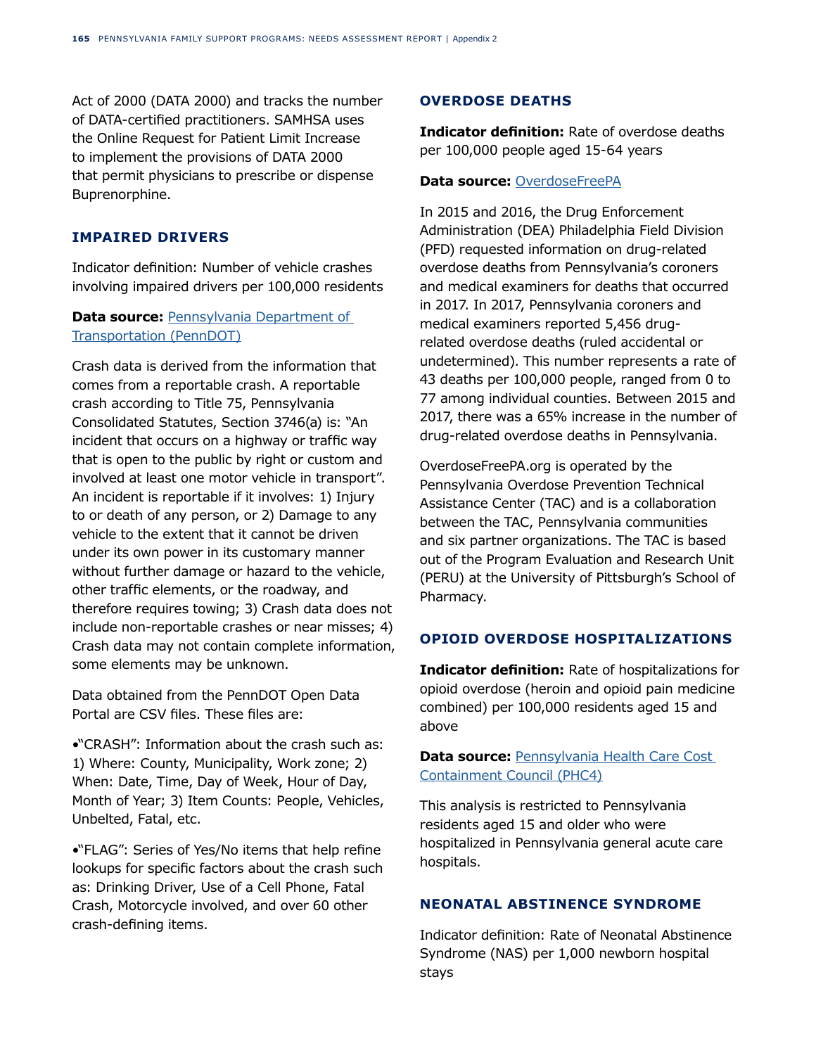Act of 2000 (DATA 2000) and tracks the number of DATA-certified practitioners. SAMHSA uses the Online Request for Patient Limit Increase to implement the provisions of DATA 2000 that permit physicians to prescribe or dispense Buprenorphine.

### IMPAIRED DRIVERS

Indicator definition: Number of vehicle crashes involving impaired drivers per 100,000 residents

**Data source:** Pennsylvania Department of Transportation (PennDOT)

Crash data is derived from the information that comes from a reportable crash. A reportable crash according to Title 75, Pennsylvania Consolidated Statutes, Section 3746(a) is: "An incident that occurs on a highway or traffic way that is open to the public by right or custom and involved at least one motor vehicle in transport". An incident is reportable if it involves: 1) Injury to or death of any person, or 2) Damage to any vehicle to the extent that it cannot be driven under its own power in its customary manner without further damage or hazard to the vehicle, other traffic elements, or the roadway, and therefore requires towing; 3) Crash data does not include non-reportable crashes or near misses; 4) Crash data may not contain complete information, some elements may be unknown.

Data obtained from the PennDOT Open Data Portal are CSV files. These files are:

•"CRASH": Information about the crash such as: 1) Where: County, Municipality, Work zone; 2) When: Date, Time, Day of Week, Hour of Day, Month of Year; 3) Item Counts: People, Vehicles, Unbelted, Fatal, etc.

•"FLAG": Series of Yes/No items that help refine lookups for specific factors about the crash such as: Drinking Driver, Use of a Cell Phone, Fatal Crash, Motorcycle involved, and over 60 other crash-defining items.

### OVERDOSE DEATHS

**Indicator definition:** Rate of overdose deaths per 100,000 people aged 15-64 years

**Data source:** OverdoseFreePA

In 2015 and 2016, the Drug Enforcement Administration (DEA) Philadelphia Field Division (PFD) requested information on drug-related overdose deaths from Pennsylvania's coroners and medical examiners for deaths that occurred in 2017. In 2017, Pennsylvania coroners and medical examiners reported 5,456 drug-related overdose deaths (ruled accidental or undetermined). This number represents a rate of 43 deaths per 100,000 people, ranged from 0 to 77 among individual counties. Between 2015 and 2017, there was a 65% increase in the number of drug-related overdose deaths in Pennsylvania.

OverdoseFreePA.org is operated by the Pennsylvania Overdose Prevention Technical Assistance Center (TAC) and is a collaboration between the TAC, Pennsylvania communities and six partner organizations. The TAC is based out of the Program Evaluation and Research Unit (PERU) at the University of Pittsburgh's School of Pharmacy.

### OPIOID OVERDOSE HOSPITALIZATIONS

**Indicator definition:** Rate of hospitalizations for opioid overdose (heroin and opioid pain medicine combined) per 100,000 residents aged 15 and above

**Data source:** Pennsylvania Health Care Cost Containment Council (PHC4)

This analysis is restricted to Pennsylvania residents aged 15 and older who were hospitalized in Pennsylvania general acute care hospitals.

### NEONATAL ABSTINENCE SYNDROME

Indicator definition: Rate of Neonatal Abstinence Syndrome (NAS) per 1,000 newborn hospital stays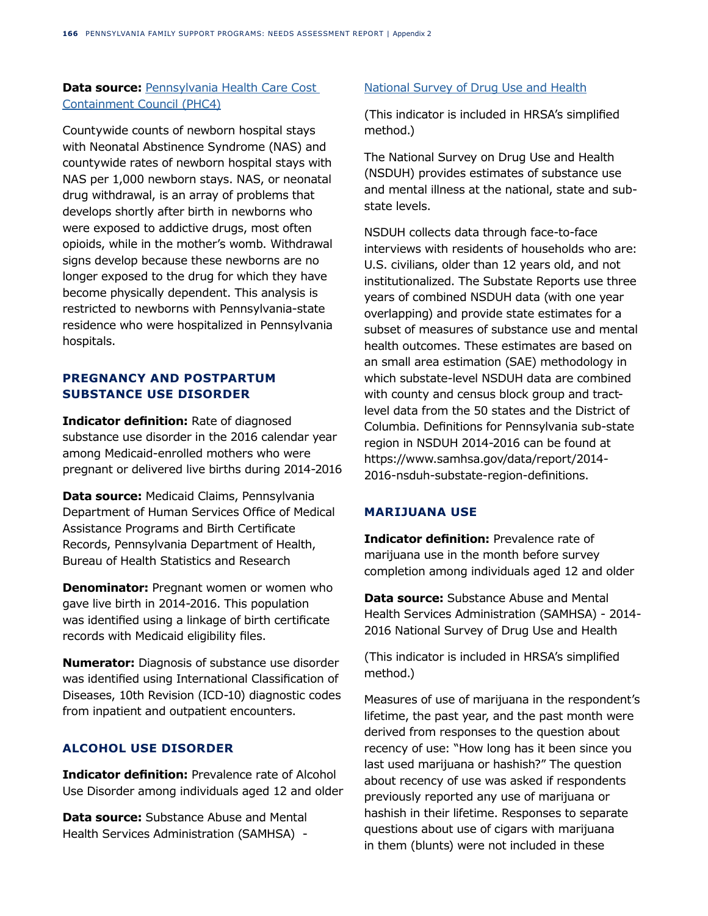**Data source:** [Pennsylvania Health Care Cost Containment Council (PHC4)]

Countywide counts of newborn hospital stays with Neonatal Abstinence Syndrome (NAS) and countywide rates of newborn hospital stays with NAS per 1,000 newborn stays. NAS, or neonatal drug withdrawal, is an array of problems that develops shortly after birth in newborns who were exposed to addictive drugs, most often opioids, while in the mother's womb. Withdrawal signs develop because these newborns are no longer exposed to the drug for which they have become physically dependent. This analysis is restricted to newborns with Pennsylvania-state residence who were hospitalized in Pennsylvania hospitals.

### PREGNANCY AND POSTPARTUM SUBSTANCE USE DISORDER

**Indicator definition:** Rate of diagnosed substance use disorder in the 2016 calendar year among Medicaid-enrolled mothers who were pregnant or delivered live births during 2014-2016

**Data source:** Medicaid Claims, Pennsylvania Department of Human Services Office of Medical Assistance Programs and Birth Certificate Records, Pennsylvania Department of Health, Bureau of Health Statistics and Research

**Denominator:** Pregnant women or women who gave live birth in 2014-2016. This population was identified using a linkage of birth certificate records with Medicaid eligibility files.

**Numerator:** Diagnosis of substance use disorder was identified using International Classification of Diseases, 10th Revision (ICD-10) diagnostic codes from inpatient and outpatient encounters.

### ALCOHOL USE DISORDER

**Indicator definition:** Prevalence rate of Alcohol Use Disorder among individuals aged 12 and older

**Data source:** Substance Abuse and Mental Health Services Administration (SAMHSA) - [National Survey of Drug Use and Health]

(This indicator is included in HRSA's simplified method.)

The National Survey on Drug Use and Health (NSDUH) provides estimates of substance use and mental illness at the national, state and sub-state levels.

NSDUH collects data through face-to-face interviews with residents of households who are: U.S. civilians, older than 12 years old, and not institutionalized. The Substate Reports use three years of combined NSDUH data (with one year overlapping) and provide state estimates for a subset of measures of substance use and mental health outcomes. These estimates are based on an small area estimation (SAE) methodology in which substate-level NSDUH data are combined with county and census block group and tract-level data from the 50 states and the District of Columbia. Definitions for Pennsylvania sub-state region in NSDUH 2014-2016 can be found at https://www.samhsa.gov/data/report/2014-2016-nsduh-substate-region-definitions.

### MARIJUANA USE

**Indicator definition:** Prevalence rate of marijuana use in the month before survey completion among individuals aged 12 and older

**Data source:** Substance Abuse and Mental Health Services Administration (SAMHSA) - 2014-2016 National Survey of Drug Use and Health

(This indicator is included in HRSA's simplified method.)

Measures of use of marijuana in the respondent's lifetime, the past year, and the past month were derived from responses to the question about recency of use: "How long has it been since you last used marijuana or hashish?" The question about recency of use was asked if respondents previously reported any use of marijuana or hashish in their lifetime. Responses to separate questions about use of cigars with marijuana in them (blunts) were not included in these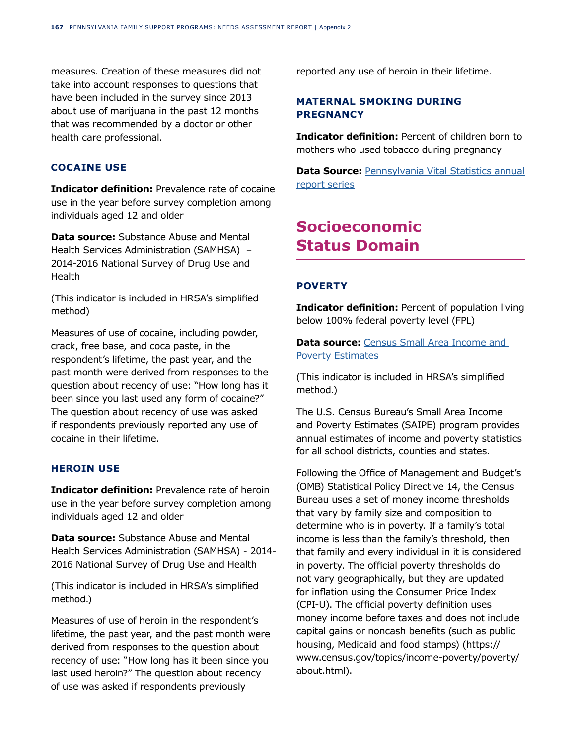measures. Creation of these measures did not take into account responses to questions that have been included in the survey since 2013 about use of marijuana in the past 12 months that was recommended by a doctor or other health care professional.

### COCAINE USE

**Indicator definition:** Prevalence rate of cocaine use in the year before survey completion among individuals aged 12 and older

**Data source:** Substance Abuse and Mental Health Services Administration (SAMHSA) – 2014-2016 National Survey of Drug Use and Health

(This indicator is included in HRSA's simplified method)

Measures of use of cocaine, including powder, crack, free base, and coca paste, in the respondent's lifetime, the past year, and the past month were derived from responses to the question about recency of use: "How long has it been since you last used any form of cocaine?" The question about recency of use was asked if respondents previously reported any use of cocaine in their lifetime.

### HEROIN USE

**Indicator definition:** Prevalence rate of heroin use in the year before survey completion among individuals aged 12 and older

**Data source:** Substance Abuse and Mental Health Services Administration (SAMHSA) - 2014-2016 National Survey of Drug Use and Health

(This indicator is included in HRSA's simplified method.)

Measures of use of heroin in the respondent's lifetime, the past year, and the past month were derived from responses to the question about recency of use: "How long has it been since you last used heroin?" The question about recency of use was asked if respondents previously reported any use of heroin in their lifetime.

### MATERNAL SMOKING DURING PREGNANCY

**Indicator definition:** Percent of children born to mothers who used tobacco during pregnancy

**Data Source:** Pennsylvania Vital Statistics annual report series

## Socioeconomic Status Domain

### POVERTY

**Indicator definition:** Percent of population living below 100% federal poverty level (FPL)

**Data source:** Census Small Area Income and Poverty Estimates

(This indicator is included in HRSA's simplified method.)

The U.S. Census Bureau's Small Area Income and Poverty Estimates (SAIPE) program provides annual estimates of income and poverty statistics for all school districts, counties and states.

Following the Office of Management and Budget's (OMB) Statistical Policy Directive 14, the Census Bureau uses a set of money income thresholds that vary by family size and composition to determine who is in poverty. If a family's total income is less than the family's threshold, then that family and every individual in it is considered in poverty. The official poverty thresholds do not vary geographically, but they are updated for inflation using the Consumer Price Index (CPI-U). The official poverty definition uses money income before taxes and does not include capital gains or noncash benefits (such as public housing, Medicaid and food stamps) (https://www.census.gov/topics/income-poverty/poverty/about.html).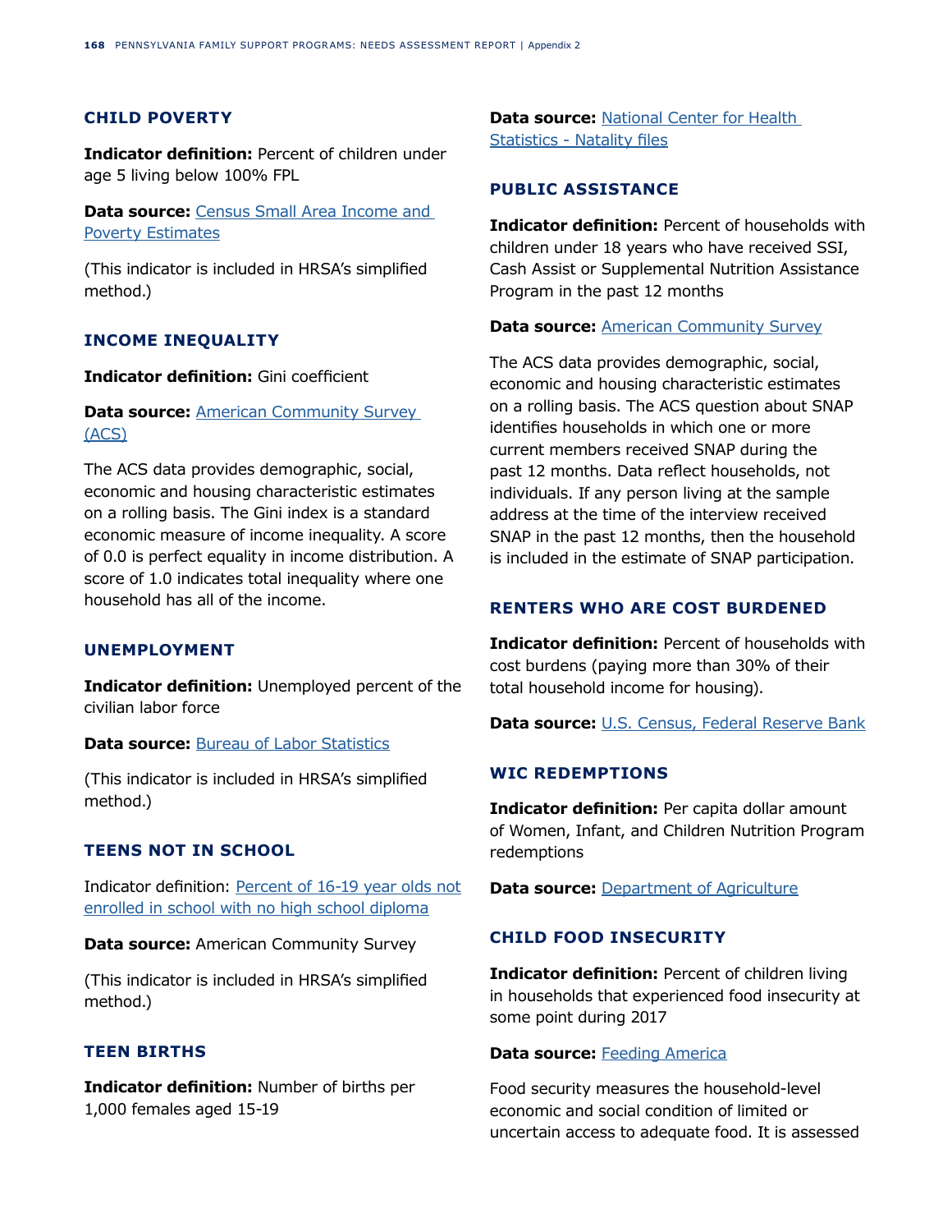### CHILD POVERTY

**Indicator definition:** Percent of children under age 5 living below 100% FPL

**Data source:** Census Small Area Income and Poverty Estimates

(This indicator is included in HRSA's simplified method.)

### INCOME INEQUALITY

**Indicator definition:** Gini coefficient

**Data source:** American Community Survey (ACS)

The ACS data provides demographic, social, economic and housing characteristic estimates on a rolling basis. The Gini index is a standard economic measure of income inequality. A score of 0.0 is perfect equality in income distribution. A score of 1.0 indicates total inequality where one household has all of the income.

### UNEMPLOYMENT

**Indicator definition:** Unemployed percent of the civilian labor force

**Data source:** Bureau of Labor Statistics

(This indicator is included in HRSA's simplified method.)

### TEENS NOT IN SCHOOL

Indicator definition: Percent of 16-19 year olds not enrolled in school with no high school diploma

**Data source:** American Community Survey

(This indicator is included in HRSA's simplified method.)

### TEEN BIRTHS

**Indicator definition:** Number of births per 1,000 females aged 15-19

**Data source:** National Center for Health Statistics - Natality files

### PUBLIC ASSISTANCE

**Indicator definition:** Percent of households with children under 18 years who have received SSI, Cash Assist or Supplemental Nutrition Assistance Program in the past 12 months

**Data source:** American Community Survey

The ACS data provides demographic, social, economic and housing characteristic estimates on a rolling basis. The ACS question about SNAP identifies households in which one or more current members received SNAP during the past 12 months. Data reflect households, not individuals. If any person living at the sample address at the time of the interview received SNAP in the past 12 months, then the household is included in the estimate of SNAP participation.

### RENTERS WHO ARE COST BURDENED

**Indicator definition:** Percent of households with cost burdens (paying more than 30% of their total household income for housing).

**Data source:** U.S. Census, Federal Reserve Bank

### WIC REDEMPTIONS

**Indicator definition:** Per capita dollar amount of Women, Infant, and Children Nutrition Program redemptions

**Data source:** Department of Agriculture

### CHILD FOOD INSECURITY

**Indicator definition:** Percent of children living in households that experienced food insecurity at some point during 2017

**Data source:** Feeding America

Food security measures the household-level economic and social condition of limited or uncertain access to adequate food. It is assessed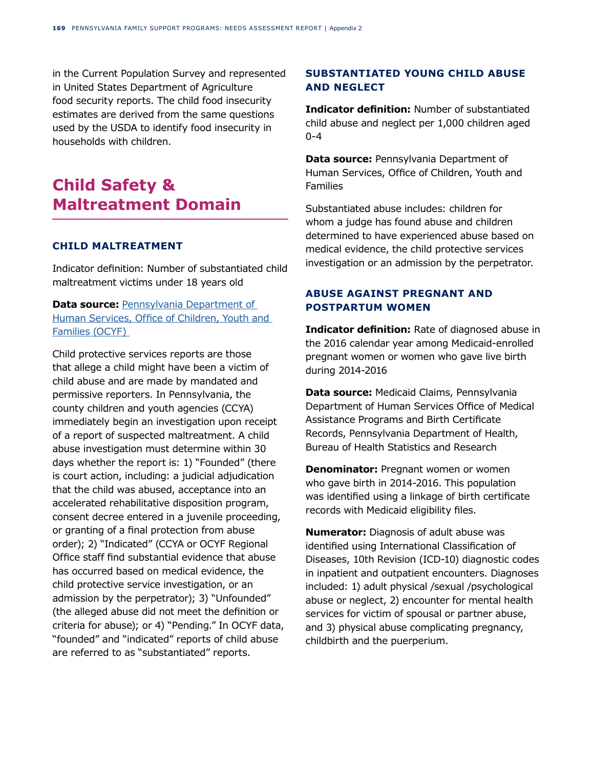in the Current Population Survey and represented in United States Department of Agriculture food security reports. The child food insecurity estimates are derived from the same questions used by the USDA to identify food insecurity in households with children.

## Child Safety & Maltreatment Domain

### CHILD MALTREATMENT

Indicator definition: Number of substantiated child maltreatment victims under 18 years old

**Data source:** [Pennsylvania Department of Human Services, Office of Children, Youth and Families (OCYF)]()

Child protective services reports are those that allege a child might have been a victim of child abuse and are made by mandated and permissive reporters. In Pennsylvania, the county children and youth agencies (CCYA) immediately begin an investigation upon receipt of a report of suspected maltreatment. A child abuse investigation must determine within 30 days whether the report is: 1) "Founded" (there is court action, including: a judicial adjudication that the child was abused, acceptance into an accelerated rehabilitative disposition program, consent decree entered in a juvenile proceeding, or granting of a final protection from abuse order); 2) "Indicated" (CCYA or OCYF Regional Office staff find substantial evidence that abuse has occurred based on medical evidence, the child protective service investigation, or an admission by the perpetrator); 3) "Unfounded" (the alleged abuse did not meet the definition or criteria for abuse); or 4) "Pending." In OCYF data, "founded" and "indicated" reports of child abuse are referred to as "substantiated" reports.

### SUBSTANTIATED YOUNG CHILD ABUSE AND NEGLECT

**Indicator definition:** Number of substantiated child abuse and neglect per 1,000 children aged 0-4

**Data source:** Pennsylvania Department of Human Services, Office of Children, Youth and Families

Substantiated abuse includes: children for whom a judge has found abuse and children determined to have experienced abuse based on medical evidence, the child protective services investigation or an admission by the perpetrator.

### ABUSE AGAINST PREGNANT AND POSTPARTUM WOMEN

**Indicator definition:** Rate of diagnosed abuse in the 2016 calendar year among Medicaid-enrolled pregnant women or women who gave live birth during 2014-2016

**Data source:** Medicaid Claims, Pennsylvania Department of Human Services Office of Medical Assistance Programs and Birth Certificate Records, Pennsylvania Department of Health, Bureau of Health Statistics and Research

**Denominator:** Pregnant women or women who gave birth in 2014-2016. This population was identified using a linkage of birth certificate records with Medicaid eligibility files.

**Numerator:** Diagnosis of adult abuse was identified using International Classification of Diseases, 10th Revision (ICD-10) diagnostic codes in inpatient and outpatient encounters. Diagnoses included: 1) adult physical /sexual /psychological abuse or neglect, 2) encounter for mental health services for victim of spousal or partner abuse, and 3) physical abuse complicating pregnancy, childbirth and the puerperium.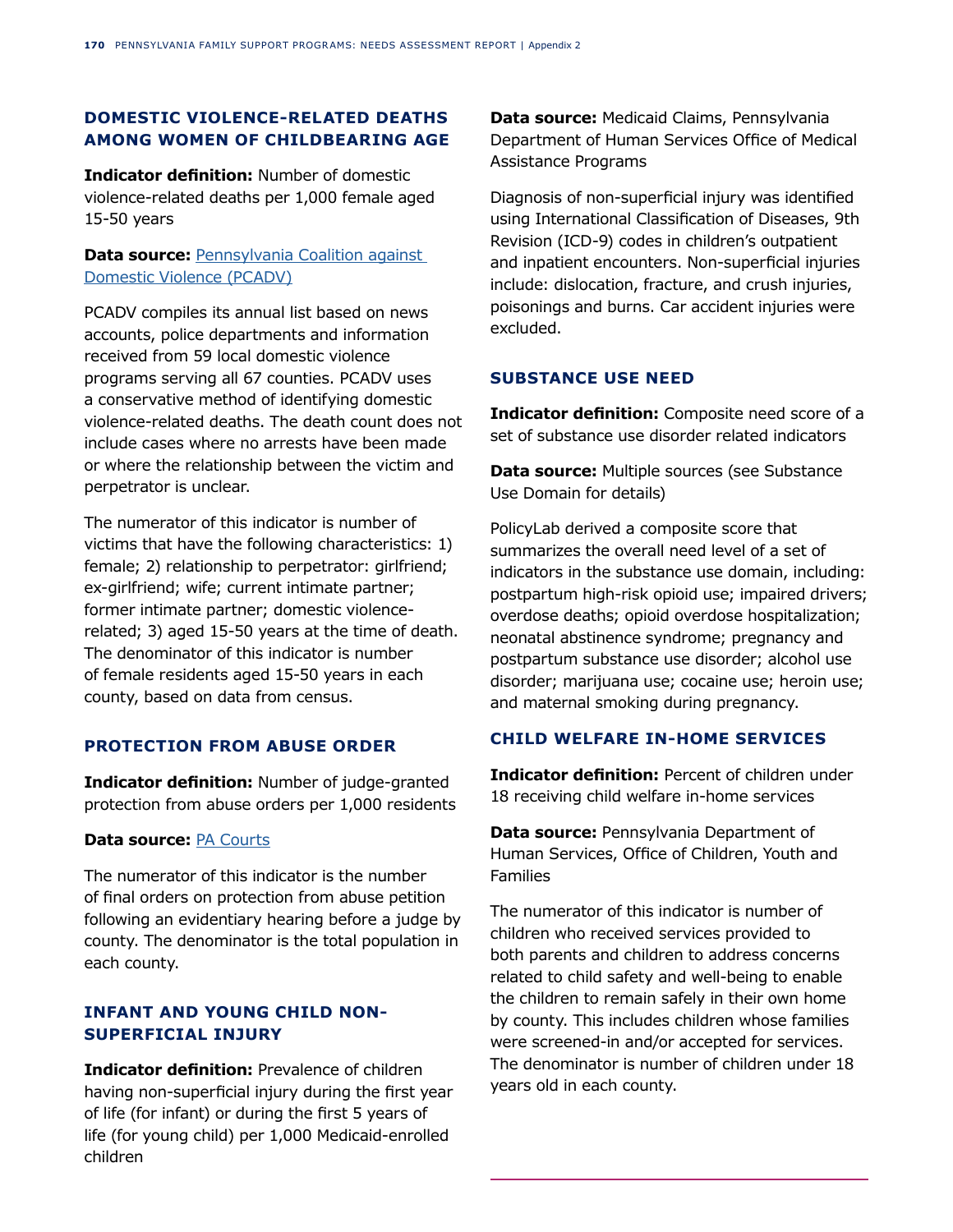### DOMESTIC VIOLENCE-RELATED DEATHS AMONG WOMEN OF CHILDBEARING AGE

**Indicator definition:** Number of domestic violence-related deaths per 1,000 female aged 15-50 years

**Data source:** Pennsylvania Coalition against Domestic Violence (PCADV)

PCADV compiles its annual list based on news accounts, police departments and information received from 59 local domestic violence programs serving all 67 counties. PCADV uses a conservative method of identifying domestic violence-related deaths. The death count does not include cases where no arrests have been made or where the relationship between the victim and perpetrator is unclear.

The numerator of this indicator is number of victims that have the following characteristics: 1) female; 2) relationship to perpetrator: girlfriend; ex-girlfriend; wife; current intimate partner; former intimate partner; domestic violence-related; 3) aged 15-50 years at the time of death. The denominator of this indicator is number of female residents aged 15-50 years in each county, based on data from census.

### PROTECTION FROM ABUSE ORDER

**Indicator definition:** Number of judge-granted protection from abuse orders per 1,000 residents

**Data source:** PA Courts

The numerator of this indicator is the number of final orders on protection from abuse petition following an evidentiary hearing before a judge by county. The denominator is the total population in each county.

### INFANT AND YOUNG CHILD NON-SUPERFICIAL INJURY

**Indicator definition:** Prevalence of children having non-superficial injury during the first year of life (for infant) or during the first 5 years of life (for young child) per 1,000 Medicaid-enrolled children

**Data source:** Medicaid Claims, Pennsylvania Department of Human Services Office of Medical Assistance Programs

Diagnosis of non-superficial injury was identified using International Classification of Diseases, 9th Revision (ICD-9) codes in children's outpatient and inpatient encounters. Non-superficial injuries include: dislocation, fracture, and crush injuries, poisonings and burns. Car accident injuries were excluded.

### SUBSTANCE USE NEED

**Indicator definition:** Composite need score of a set of substance use disorder related indicators

**Data source:** Multiple sources (see Substance Use Domain for details)

PolicyLab derived a composite score that summarizes the overall need level of a set of indicators in the substance use domain, including: postpartum high-risk opioid use; impaired drivers; overdose deaths; opioid overdose hospitalization; neonatal abstinence syndrome; pregnancy and postpartum substance use disorder; alcohol use disorder; marijuana use; cocaine use; heroin use; and maternal smoking during pregnancy.

### CHILD WELFARE IN-HOME SERVICES

**Indicator definition:** Percent of children under 18 receiving child welfare in-home services

**Data source:** Pennsylvania Department of Human Services, Office of Children, Youth and Families

The numerator of this indicator is number of children who received services provided to both parents and children to address concerns related to child safety and well-being to enable the children to remain safely in their own home by county. This includes children whose families were screened-in and/or accepted for services. The denominator is number of children under 18 years old in each county.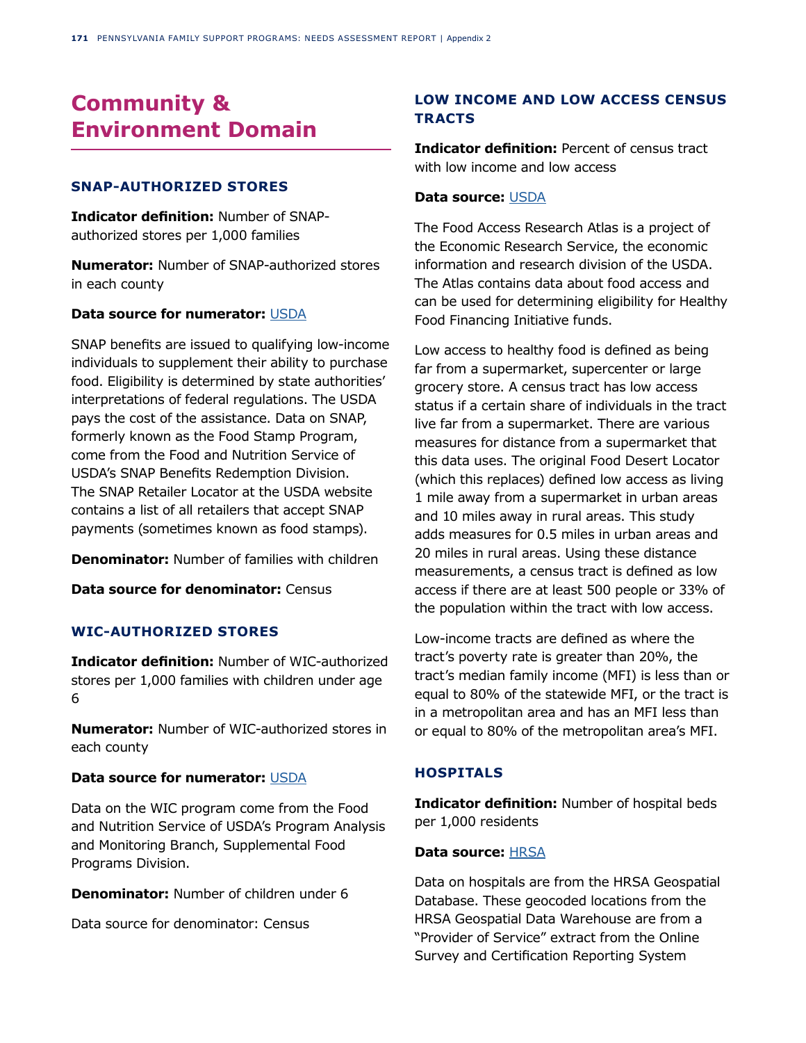# Community & Environment Domain

### SNAP-AUTHORIZED STORES

**Indicator definition:** Number of SNAP-authorized stores per 1,000 families

**Numerator:** Number of SNAP-authorized stores in each county

**Data source for numerator:** USDA

SNAP benefits are issued to qualifying low-income individuals to supplement their ability to purchase food. Eligibility is determined by state authorities' interpretations of federal regulations. The USDA pays the cost of the assistance. Data on SNAP, formerly known as the Food Stamp Program, come from the Food and Nutrition Service of USDA's SNAP Benefits Redemption Division. The SNAP Retailer Locator at the USDA website contains a list of all retailers that accept SNAP payments (sometimes known as food stamps).

**Denominator:** Number of families with children

**Data source for denominator:** Census

### WIC-AUTHORIZED STORES

**Indicator definition:** Number of WIC-authorized stores per 1,000 families with children under age 6

**Numerator:** Number of WIC-authorized stores in each county

**Data source for numerator:** USDA

Data on the WIC program come from the Food and Nutrition Service of USDA's Program Analysis and Monitoring Branch, Supplemental Food Programs Division.

**Denominator:** Number of children under 6

Data source for denominator: Census

### LOW INCOME AND LOW ACCESS CENSUS TRACTS

**Indicator definition:** Percent of census tract with low income and low access

**Data source:** USDA

The Food Access Research Atlas is a project of the Economic Research Service, the economic information and research division of the USDA. The Atlas contains data about food access and can be used for determining eligibility for Healthy Food Financing Initiative funds.

Low access to healthy food is defined as being far from a supermarket, supercenter or large grocery store. A census tract has low access status if a certain share of individuals in the tract live far from a supermarket. There are various measures for distance from a supermarket that this data uses. The original Food Desert Locator (which this replaces) defined low access as living 1 mile away from a supermarket in urban areas and 10 miles away in rural areas. This study adds measures for 0.5 miles in urban areas and 20 miles in rural areas. Using these distance measurements, a census tract is defined as low access if there are at least 500 people or 33% of the population within the tract with low access.

Low-income tracts are defined as where the tract's poverty rate is greater than 20%, the tract's median family income (MFI) is less than or equal to 80% of the statewide MFI, or the tract is in a metropolitan area and has an MFI less than or equal to 80% of the metropolitan area's MFI.

### HOSPITALS

**Indicator definition:** Number of hospital beds per 1,000 residents

**Data source:** HRSA

Data on hospitals are from the HRSA Geospatial Database. These geocoded locations from the HRSA Geospatial Data Warehouse are from a "Provider of Service" extract from the Online Survey and Certification Reporting System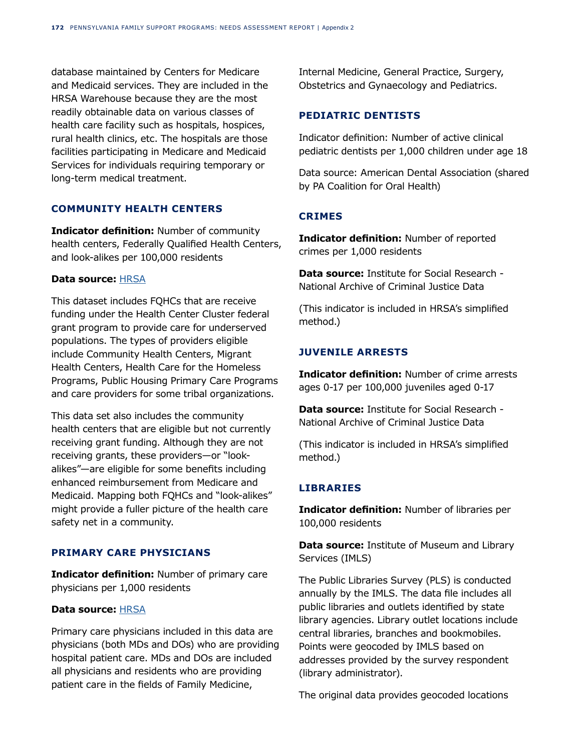database maintained by Centers for Medicare and Medicaid services. They are included in the HRSA Warehouse because they are the most readily obtainable data on various classes of health care facility such as hospitals, hospices, rural health clinics, etc. The hospitals are those facilities participating in Medicare and Medicaid Services for individuals requiring temporary or long-term medical treatment.

### COMMUNITY HEALTH CENTERS

**Indicator definition:** Number of community health centers, Federally Qualified Health Centers, and look-alikes per 100,000 residents

**Data source:** HRSA

This dataset includes FQHCs that are receive funding under the Health Center Cluster federal grant program to provide care for underserved populations. The types of providers eligible include Community Health Centers, Migrant Health Centers, Health Care for the Homeless Programs, Public Housing Primary Care Programs and care providers for some tribal organizations.

This data set also includes the community health centers that are eligible but not currently receiving grant funding. Although they are not receiving grants, these providers—or "look-alikes"—are eligible for some benefits including enhanced reimbursement from Medicare and Medicaid. Mapping both FQHCs and "look-alikes" might provide a fuller picture of the health care safety net in a community.

### PRIMARY CARE PHYSICIANS

**Indicator definition:** Number of primary care physicians per 1,000 residents

**Data source:** HRSA

Primary care physicians included in this data are physicians (both MDs and DOs) who are providing hospital patient care. MDs and DOs are included all physicians and residents who are providing patient care in the fields of Family Medicine, Internal Medicine, General Practice, Surgery, Obstetrics and Gynaecology and Pediatrics.

### PEDIATRIC DENTISTS

Indicator definition: Number of active clinical pediatric dentists per 1,000 children under age 18

Data source: American Dental Association (shared by PA Coalition for Oral Health)

### CRIMES

**Indicator definition:** Number of reported crimes per 1,000 residents

**Data source:** Institute for Social Research - National Archive of Criminal Justice Data

(This indicator is included in HRSA's simplified method.)

### JUVENILE ARRESTS

**Indicator definition:** Number of crime arrests ages 0-17 per 100,000 juveniles aged 0-17

**Data source:** Institute for Social Research - National Archive of Criminal Justice Data

(This indicator is included in HRSA's simplified method.)

### LIBRARIES

**Indicator definition:** Number of libraries per 100,000 residents

**Data source:** Institute of Museum and Library Services (IMLS)

The Public Libraries Survey (PLS) is conducted annually by the IMLS. The data file includes all public libraries and outlets identified by state library agencies. Library outlet locations include central libraries, branches and bookmobiles. Points were geocoded by IMLS based on addresses provided by the survey respondent (library administrator).

The original data provides geocoded locations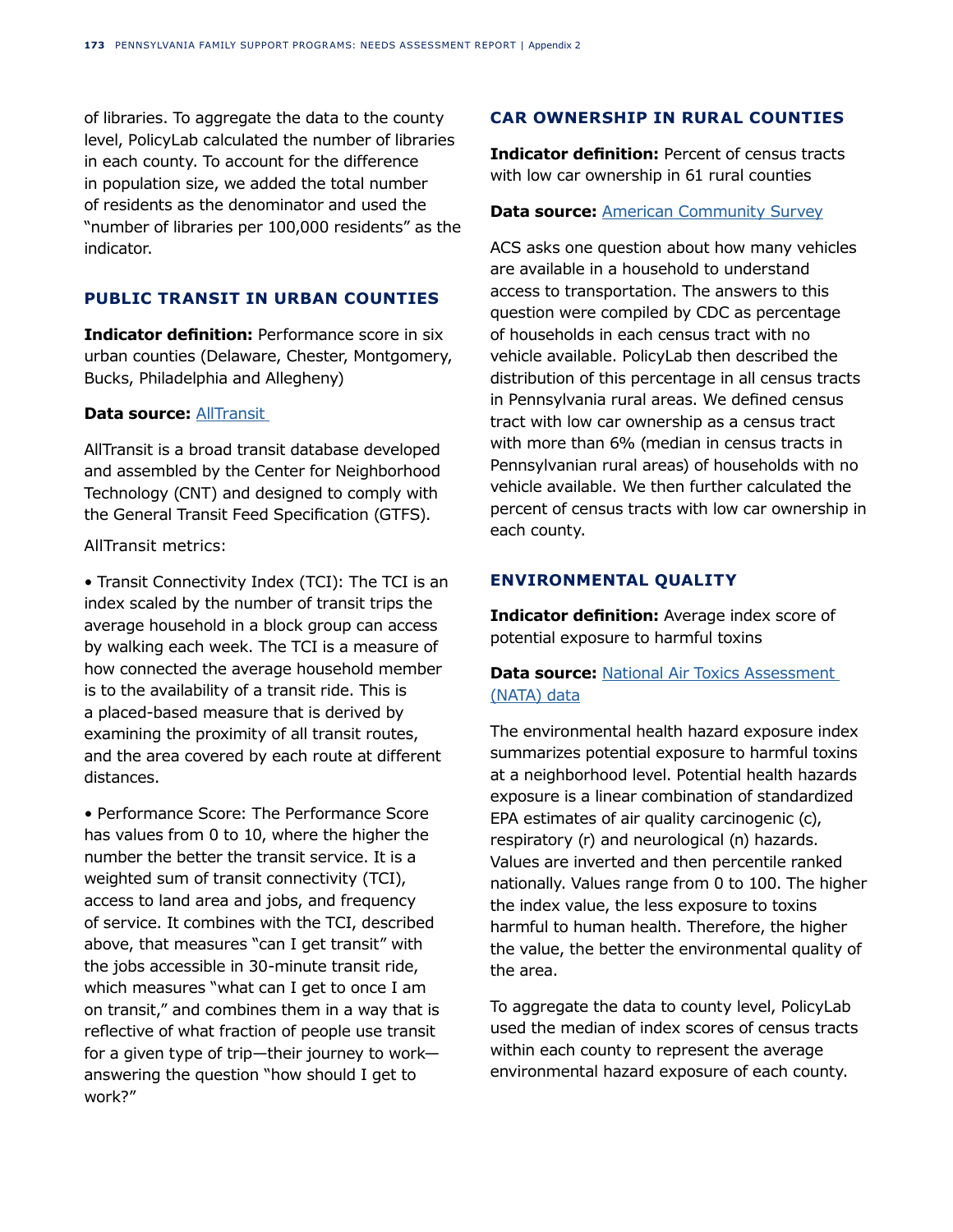of libraries. To aggregate the data to the county level, PolicyLab calculated the number of libraries in each county. To account for the difference in population size, we added the total number of residents as the denominator and used the "number of libraries per 100,000 residents" as the indicator.

### PUBLIC TRANSIT IN URBAN COUNTIES

**Indicator definition:** Performance score in six urban counties (Delaware, Chester, Montgomery, Bucks, Philadelphia and Allegheny)

**Data source:** AllTransit

AllTransit is a broad transit database developed and assembled by the Center for Neighborhood Technology (CNT) and designed to comply with the General Transit Feed Specification (GTFS).

AllTransit metrics:

- Transit Connectivity Index (TCI): The TCI is an index scaled by the number of transit trips the average household in a block group can access by walking each week. The TCI is a measure of how connected the average household member is to the availability of a transit ride. This is a placed-based measure that is derived by examining the proximity of all transit routes, and the area covered by each route at different distances.

- Performance Score: The Performance Score has values from 0 to 10, where the higher the number the better the transit service. It is a weighted sum of transit connectivity (TCI), access to land area and jobs, and frequency of service. It combines with the TCI, described above, that measures "can I get transit" with the jobs accessible in 30-minute transit ride, which measures "what can I get to once I am on transit," and combines them in a way that is reflective of what fraction of people use transit for a given type of trip—their journey to work—answering the question "how should I get to work?"

### CAR OWNERSHIP IN RURAL COUNTIES

**Indicator definition:** Percent of census tracts with low car ownership in 61 rural counties

**Data source:** American Community Survey

ACS asks one question about how many vehicles are available in a household to understand access to transportation. The answers to this question were compiled by CDC as percentage of households in each census tract with no vehicle available. PolicyLab then described the distribution of this percentage in all census tracts in Pennsylvania rural areas. We defined census tract with low car ownership as a census tract with more than 6% (median in census tracts in Pennsylvanian rural areas) of households with no vehicle available. We further calculated the percent of census tracts with low car ownership in each county.

### ENVIRONMENTAL QUALITY

**Indicator definition:** Average index score of potential exposure to harmful toxins

**Data source:** National Air Toxics Assessment (NATA) data

The environmental health hazard exposure index summarizes potential exposure to harmful toxins at a neighborhood level. Potential health hazards exposure is a linear combination of standardized EPA estimates of air quality carcinogenic (c), respiratory (r) and neurological (n) hazards. Values are inverted and then percentile ranked nationally. Values range from 0 to 100. The higher the index value, the less exposure to toxins harmful to human health. Therefore, the higher the value, the better the environmental quality of the area.

To aggregate the data to county level, PolicyLab used the median of index scores of census tracts within each county to represent the average environmental hazard exposure of each county.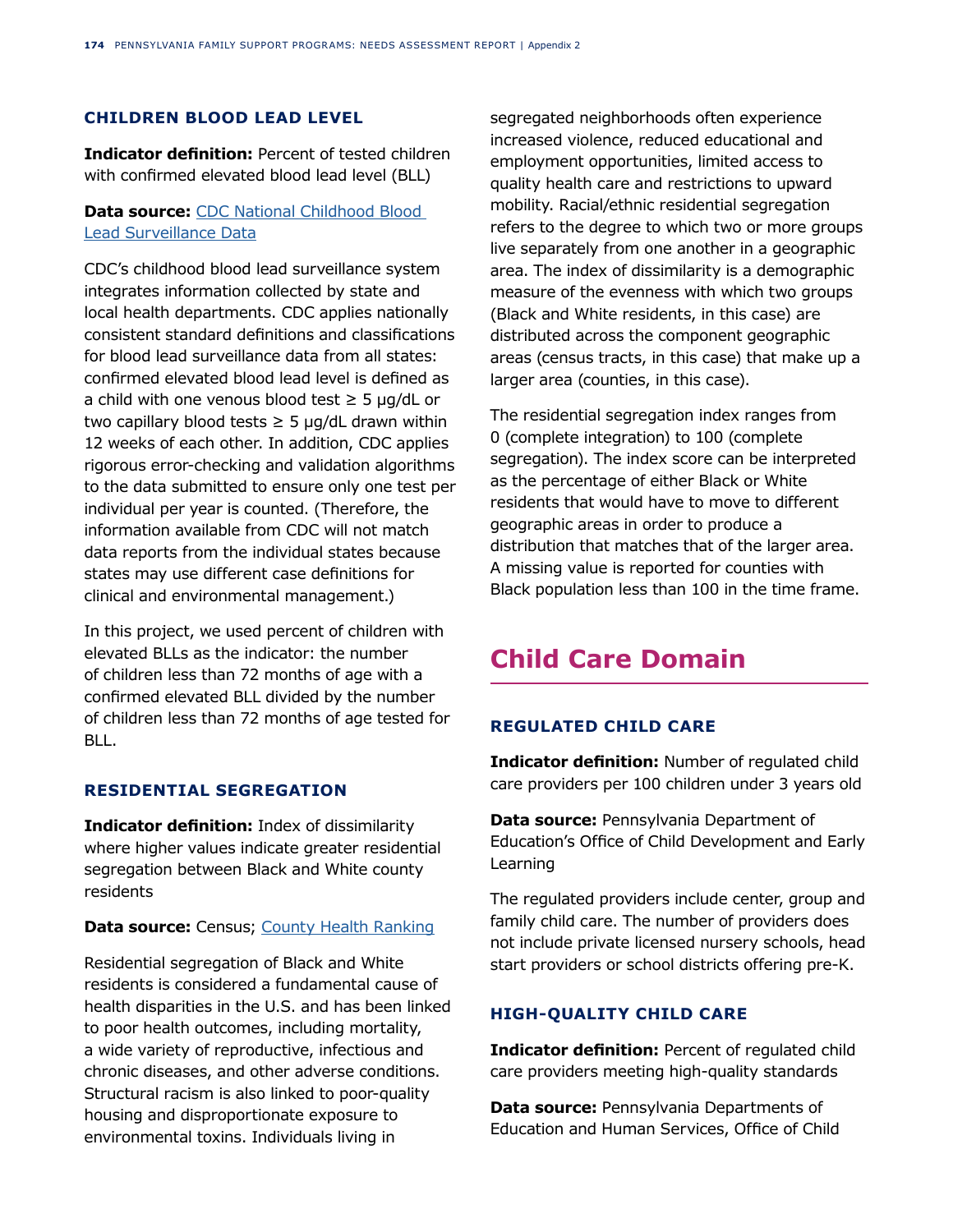### CHILDREN BLOOD LEAD LEVEL

**Indicator definition:** Percent of tested children with confirmed elevated blood lead level (BLL)

**Data source:** [CDC National Childhood Blood Lead Surveillance Data]

CDC's childhood blood lead surveillance system integrates information collected by state and local health departments. CDC applies nationally consistent standard definitions and classifications for blood lead surveillance data from all states: confirmed elevated blood lead level is defined as a child with one venous blood test ≥ 5 μg/dL or two capillary blood tests ≥ 5 μg/dL drawn within 12 weeks of each other. In addition, CDC applies rigorous error-checking and validation algorithms to the data submitted to ensure only one test per individual per year is counted. (Therefore, the information available from CDC will not match data reports from the individual states because states may use different case definitions for clinical and environmental management.)

In this project, we used percent of children with elevated BLLs as the indicator: the number of children less than 72 months of age with a confirmed elevated BLL divided by the number of children less than 72 months of age tested for BLL.

### RESIDENTIAL SEGREGATION

**Indicator definition:** Index of dissimilarity where higher values indicate greater residential segregation between Black and White county residents

**Data source:** Census; [County Health Ranking]

Residential segregation of Black and White residents is considered a fundamental cause of health disparities in the U.S. and has been linked to poor health outcomes, including mortality, a wide variety of reproductive, infectious and chronic diseases, and other adverse conditions. Structural racism is also linked to poor-quality housing and disproportionate exposure to environmental toxins. Individuals living in segregated neighborhoods often experience increased violence, reduced educational and employment opportunities, limited access to quality health care and restrictions to upward mobility. Racial/ethnic residential segregation refers to the degree to which two or more groups live separately from one another in a geographic area. The index of dissimilarity is a demographic measure of the evenness with which two groups (Black and White residents, in this case) are distributed across the component geographic areas (census tracts, in this case) that make up a larger area (counties, in this case).

The residential segregation index ranges from 0 (complete integration) to 100 (complete segregation). The index score can be interpreted as the percentage of either Black or White residents that would have to move to different geographic areas in order to produce a distribution that matches that of the larger area. A missing value is reported for counties with Black population less than 100 in the time frame.

## Child Care Domain

### REGULATED CHILD CARE

**Indicator definition:** Number of regulated child care providers per 100 children under 3 years old

**Data source:** Pennsylvania Department of Education's Office of Child Development and Early Learning

The regulated providers include center, group and family child care. The number of providers does not include private licensed nursery schools, head start providers or school districts offering pre-K.

### HIGH-QUALITY CHILD CARE

**Indicator definition:** Percent of regulated child care providers meeting high-quality standards

**Data source:** Pennsylvania Departments of Education and Human Services, Office of Child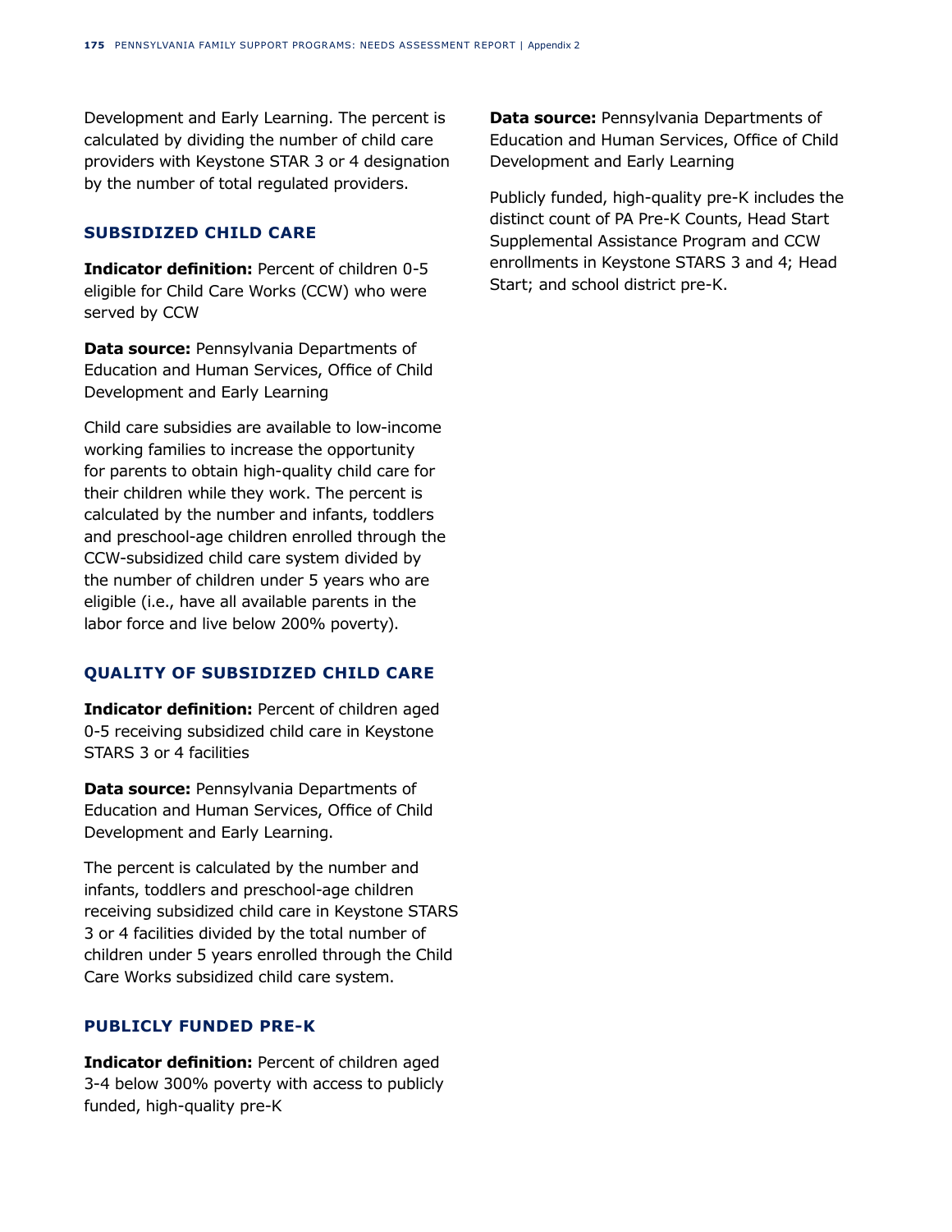Development and Early Learning. The percent is calculated by dividing the number of child care providers with Keystone STAR 3 or 4 designation by the number of total regulated providers.

### SUBSIDIZED CHILD CARE

**Indicator definition:** Percent of children 0-5 eligible for Child Care Works (CCW) who were served by CCW

**Data source:** Pennsylvania Departments of Education and Human Services, Office of Child Development and Early Learning

Child care subsidies are available to low-income working families to increase the opportunity for parents to obtain high-quality child care for their children while they work. The percent is calculated by the number and infants, toddlers and preschool-age children enrolled through the CCW-subsidized child care system divided by the number of children under 5 years who are eligible (i.e., have all available parents in the labor force and live below 200% poverty).

### QUALITY OF SUBSIDIZED CHILD CARE

**Indicator definition:** Percent of children aged 0-5 receiving subsidized child care in Keystone STARS 3 or 4 facilities

**Data source:** Pennsylvania Departments of Education and Human Services, Office of Child Development and Early Learning.

The percent is calculated by the number and infants, toddlers and preschool-age children receiving subsidized child care in Keystone STARS 3 or 4 facilities divided by the total number of children under 5 years enrolled through the Child Care Works subsidized child care system.

### PUBLICLY FUNDED PRE-K

**Indicator definition:** Percent of children aged 3-4 below 300% poverty with access to publicly funded, high-quality pre-K

**Data source:** Pennsylvania Departments of Education and Human Services, Office of Child Development and Early Learning

Publicly funded, high-quality pre-K includes the distinct count of PA Pre-K Counts, Head Start Supplemental Assistance Program and CCW enrollments in Keystone STARS 3 and 4; Head Start; and school district pre-K.